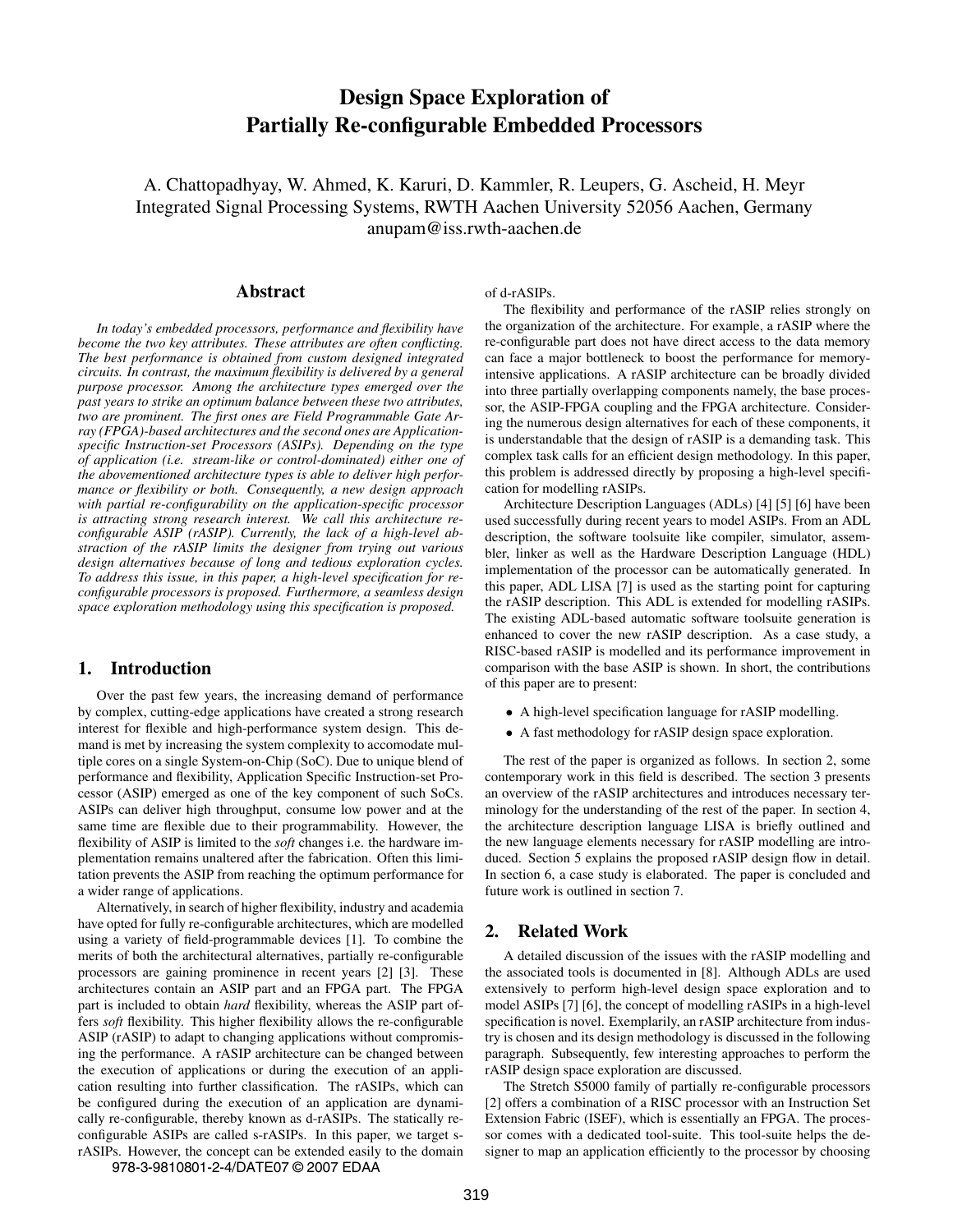# Design Space Exploration of Partially Re-configurable Embedded Processors

A. Chattopadhyay, W. Ahmed, K. Karuri, D. Kammler, R. Leupers, G. Ascheid, H. Meyr
Integrated Signal Processing Systems, RWTH Aachen University 52056 Aachen, Germany
anupam@iss.rwth-aachen.de

## Abstract

*In today's embedded processors, performance and flexibility have become the two key attributes. These attributes are often conflicting. The best performance is obtained from custom designed integrated circuits. In contrast, the maximum flexibility is delivered by a general purpose processor. Among the architecture types emerged over the past years to strike an optimum balance between these two attributes, two are prominent. The first ones are Field Programmable Gate Array (FPGA)-based architectures and the second ones are Application-specific Instruction-set Processors (ASIPs). Depending on the type of application (i.e. stream-like or control-dominated) either one of the abovementioned architecture types is able to deliver high performance or flexibility or both. Consequently, a new design approach with partial re-configurability on the application-specific processor is attracting strong research interest. We call this architecture re-configurable ASIP (rASIP). Currently, the lack of a high-level abstraction of the rASIP limits the designer from trying out various design alternatives because of long and tedious exploration cycles. To address this issue, in this paper, a high-level specification for re-configurable processors is proposed. Furthermore, a seamless design space exploration methodology using this specification is proposed.*

## 1. Introduction

Over the past few years, the increasing demand of performance by complex, cutting-edge applications have created a strong research interest for flexible and high-performance system design. This demand is met by increasing the system complexity to accomodate multiple cores on a single System-on-Chip (SoC). Due to unique blend of performance and flexibility, Application Specific Instruction-set Processor (ASIP) emerged as one of the key component of such SoCs. ASIPs can deliver high throughput, consume low power and at the same time are flexible due to their programmability. However, the flexibility of ASIP is limited to the *soft* changes i.e. the hardware implementation remains unaltered after the fabrication. Often this limitation prevents the ASIP from reaching the optimum performance for a wider range of applications.

Alternatively, in search of higher flexibility, industry and academia have opted for fully re-configurable architectures, which are modelled using a variety of field-programmable devices [1]. To combine the merits of both the architectural alternatives, partially re-configurable processors are gaining prominence in recent years [2] [3]. These architectures contain an ASIP part and an FPGA part. The FPGA part is included to obtain *hard* flexibility, whereas the ASIP part offers *soft* flexibility. This higher flexibility allows the re-configurable ASIP (rASIP) to adapt to changing applications without compromising the performance. A rASIP architecture can be changed between the execution of applications or during the execution of an application resulting into further classification. The rASIPs, which can be configured during the execution of an application are dynamically re-configurable, thereby known as d-rASIPs. The statically re-configurable ASIPs are called s-rASIPs. In this paper, we target s-rASIPs. However, the concept can be extended easily to the domain of d-rASIPs.

978-3-9810801-2-4/DATE07 © 2007 EDAA

The flexibility and performance of the rASIP relies strongly on the organization of the architecture. For example, a rASIP where the re-configurable part does not have direct access to the data memory can face a major bottleneck to boost the performance for memory-intensive applications. A rASIP architecture can be broadly divided into three partially overlapping components namely, the base processor, the ASIP-FPGA coupling and the FPGA architecture. Considering the numerous design alternatives for each of these components, it is understandable that the design of rASIP is a demanding task. This complex task calls for an efficient design methodology. In this paper, this problem is addressed directly by proposing a high-level specification for modelling rASIPs.

Architecture Description Languages (ADLs) [4] [5] [6] have been used successfully during recent years to model ASIPs. From an ADL description, the software toolsuite like compiler, simulator, assembler, linker as well as the Hardware Description Language (HDL) implementation of the processor can be automatically generated. In this paper, ADL LISA [7] is used as the starting point for capturing the rASIP description. This ADL is extended for modelling rASIPs. The existing ADL-based automatic software toolsuite generation is enhanced to cover the new rASIP description. As a case study, a RISC-based rASIP is modelled and its performance improvement in comparison with the base ASIP is shown. In short, the contributions of this paper are to present:

- A high-level specification language for rASIP modelling.
- A fast methodology for rASIP design space exploration.

The rest of the paper is organized as follows. In section 2, some contemporary work in this field is described. The section 3 presents an overview of the rASIP architectures and introduces necessary terminology for the understanding of the rest of the paper. In section 4, the architecture description language LISA is briefly outlined and the new language elements necessary for rASIP modelling are introduced. Section 5 explains the proposed rASIP design flow in detail. In section 6, a case study is elaborated. The paper is concluded and future work is outlined in section 7.

## 2. Related Work

A detailed discussion of the issues with the rASIP modelling and the associated tools is documented in [8]. Although ADLs are used extensively to perform high-level design space exploration and to model ASIPs [7] [6], the concept of modelling rASIPs in a high-level specification is novel. Exemplarily, an rASIP architecture from industry is chosen and its design methodology is discussed in the following paragraph. Subsequently, few interesting approaches to perform the rASIP design space exploration are discussed.

The Stretch S5000 family of partially re-configurable processors [2] offers a combination of a RISC processor with an Instruction Set Extension Fabric (ISEF), which is essentially an FPGA. The processor comes with a dedicated tool-suite. This tool-suite helps the designer to map an application efficiently to the processor by choosing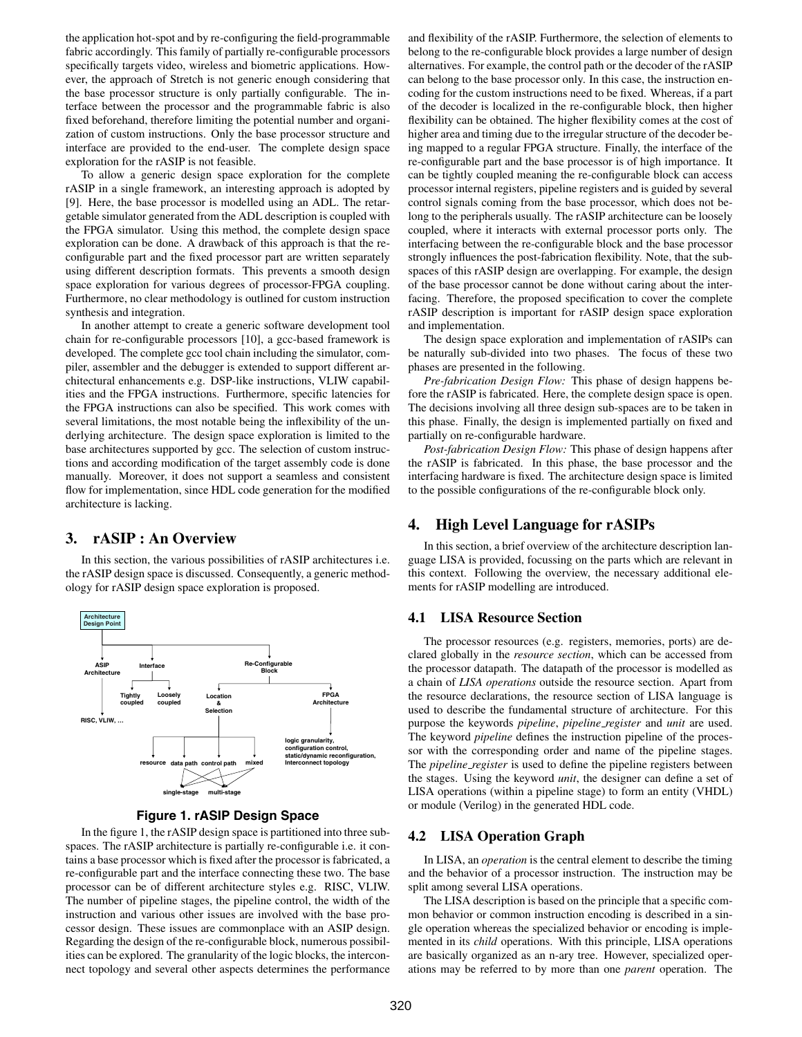the application hot-spot and by re-configuring the field-programmable fabric accordingly. This family of partially re-configurable processors specifically targets video, wireless and biometric applications. However, the approach of Stretch is not generic enough considering that the base processor structure is only partially configurable. The interface between the processor and the programmable fabric is also fixed beforehand, therefore limiting the potential number and organization of custom instructions. Only the base processor structure and interface are provided to the end-user. The complete design space exploration for the rASIP is not feasible.

To allow a generic design space exploration for the complete rASIP in a single framework, an interesting approach is adopted by [9]. Here, the base processor is modelled using an ADL. The retargetable simulator generated from the ADL description is coupled with the FPGA simulator. Using this method, the complete design space exploration can be done. A drawback of this approach is that the re-configurable part and the fixed processor part are written separately using different description formats. This prevents a smooth design space exploration for various degrees of processor-FPGA coupling. Furthermore, no clear methodology is outlined for custom instruction synthesis and integration.

In another attempt to create a generic software development tool chain for re-configurable processors [10], a gcc-based framework is developed. The complete gcc tool chain including the simulator, compiler, assembler and the debugger is extended to support different architectural enhancements e.g. DSP-like instructions, VLIW capabilities and the FPGA instructions. Furthermore, specific latencies for the FPGA instructions can also be specified. This work comes with several limitations, the most notable being the inflexibility of the underlying architecture. The design space exploration is limited to the base architectures supported by gcc. The selection of custom instructions and according modification of the target assembly code is done manually. Moreover, it does not support a seamless and consistent flow for implementation, since HDL code generation for the modified architecture is lacking.

## 3. rASIP : An Overview

In this section, the various possibilities of rASIP architectures i.e. the rASIP design space is discussed. Consequently, a generic methodology for rASIP design space exploration is proposed.

**Figure 1. rASIP Design Space**

In the figure 1, the rASIP design space is partitioned into three subspaces. The rASIP architecture is partially re-configurable i.e. it contains a base processor which is fixed after the processor is fabricated, a re-configurable part and the interface connecting these two. The base processor can be of different architecture styles e.g. RISC, VLIW. The number of pipeline stages, the pipeline control, the width of the instruction and various other issues are involved with the base processor design. These issues are commonplace with an ASIP design. Regarding the design of the re-configurable block, numerous possibilities can be explored. The granularity of the logic blocks, the interconnect topology and several other aspects determines the performance and flexibility of the rASIP. Furthermore, the selection of elements to belong to the re-configurable block provides a large number of design alternatives. For example, the control path or the decoder of the rASIP can belong to the base processor only. In this case, the instruction encoding for the custom instructions need to be fixed. Whereas, if a part of the decoder is localized in the re-configurable block, then higher flexibility can be obtained. The higher flexibility comes at the cost of higher area and timing due to the irregular structure of the decoder being mapped to a regular FPGA structure. Finally, the interface of the re-configurable part and the base processor is of high importance. It can be tightly coupled meaning the re-configurable block can access processor internal registers, pipeline registers and is guided by several control signals coming from the base processor, which does not belong to the peripherals usually. The rASIP architecture can be loosely coupled, where it interacts with external processor ports only. The interfacing between the re-configurable block and the base processor strongly influences the post-fabrication flexibility. Note, that the subspaces of this rASIP design are overlapping. For example, the design of the base processor cannot be done without caring about the interfacing. Therefore, the proposed specification to cover the complete rASIP description is important for rASIP design space exploration and implementation.

The design space exploration and implementation of rASIPs can be naturally sub-divided into two phases. The focus of these two phases are presented in the following.

*Pre-fabrication Design Flow:* This phase of design happens before the rASIP is fabricated. Here, the complete design space is open. The decisions involving all three design sub-spaces are to be taken in this phase. Finally, the design is implemented partially on fixed and partially on re-configurable hardware.

*Post-fabrication Design Flow:* This phase of design happens after the rASIP is fabricated. In this phase, the base processor and the interfacing hardware is fixed. The architecture design space is limited to the possible configurations of the re-configurable block only.

## 4. High Level Language for rASIPs

In this section, a brief overview of the architecture description language LISA is provided, focussing on the parts which are relevant in this context. Following the overview, the necessary additional elements for rASIP modelling are introduced.

### 4.1 LISA Resource Section

The processor resources (e.g. registers, memories, ports) are declared globally in the *resource section*, which can be accessed from the processor datapath. The datapath of the processor is modelled as a chain of *LISA operations* outside the resource section. Apart from the resource declarations, the resource section of LISA language is used to describe the fundamental structure of architecture. For this purpose the keywords *pipeline*, *pipeline_register* and *unit* are used. The keyword *pipeline* defines the instruction pipeline of the processor with the corresponding order and name of the pipeline stages. The *pipeline_register* is used to define the pipeline registers between the stages. Using the keyword *unit*, the designer can define a set of LISA operations (within a pipeline stage) to form an entity (VHDL) or module (Verilog) in the generated HDL code.

### 4.2 LISA Operation Graph

In LISA, an *operation* is the central element to describe the timing and the behavior of a processor instruction. The instruction may be split among several LISA operations.

The LISA description is based on the principle that a specific common behavior or common instruction encoding is described in a single operation whereas the specialized behavior or encoding is implemented in its *child* operations. With this principle, LISA operations are basically organized as an n-ary tree. However, specialized operations may be referred to by more than one *parent* operation. The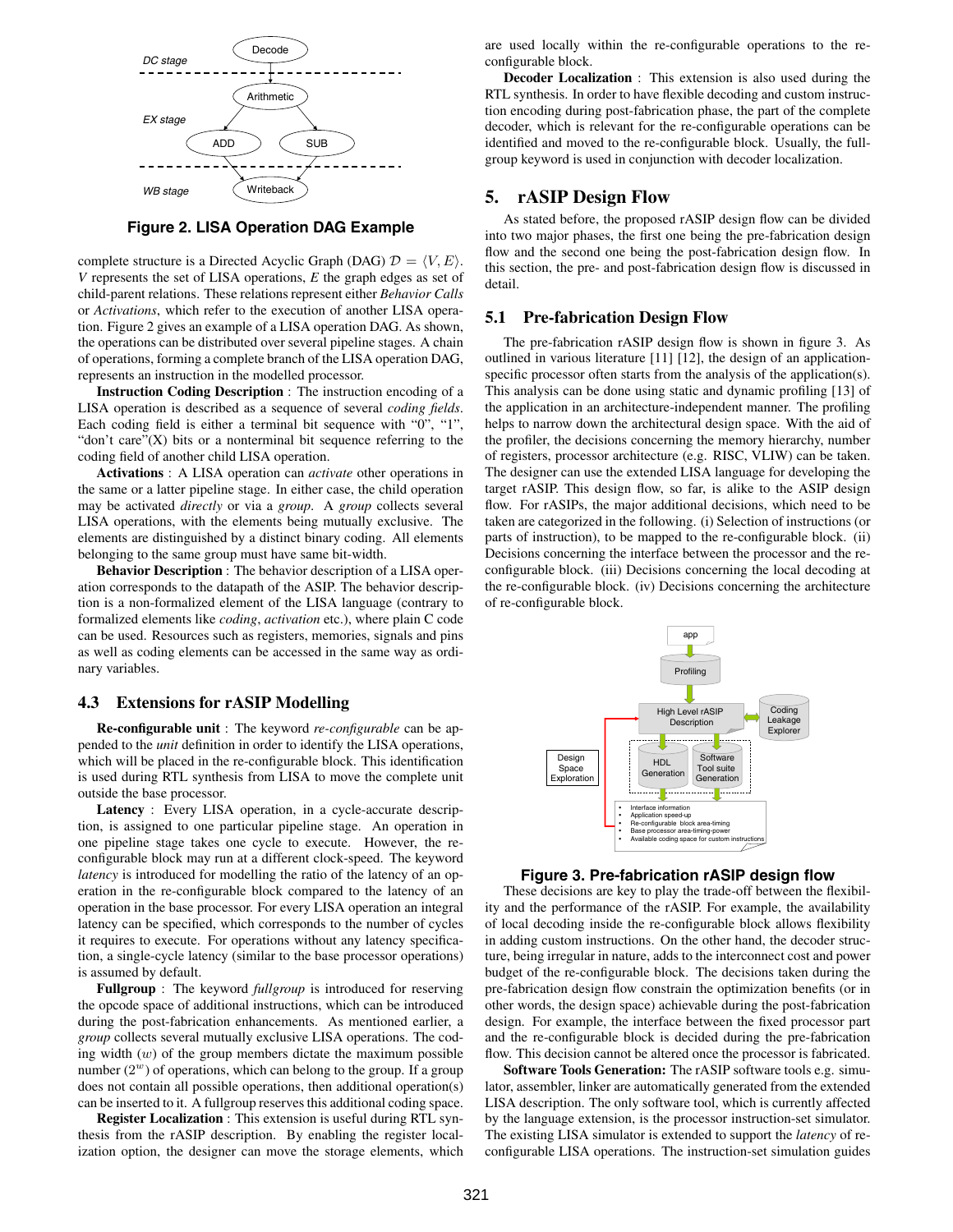DC stage

Decode

EX stage

Arithmetic

ADD

SUB

WB stage

Writeback

**Figure 2. LISA Operation DAG Example**

complete structure is a Directed Acyclic Graph (DAG) $\mathcal{D} = \langle V, E \rangle$. $V$ represents the set of LISA operations, $E$ the graph edges as set of child-parent relations. These relations represent either *Behavior Calls* or *Activations*, which refer to the execution of another LISA operation. Figure 2 gives an example of a LISA operation DAG. As shown, the operations can be distributed over several pipeline stages. A chain of operations, forming a complete branch of the LISA operation DAG, represents an instruction in the modelled processor.

**Instruction Coding Description** : The instruction encoding of a LISA operation is described as a sequence of several *coding fields*. Each coding field is either a terminal bit sequence with "0", "1", "don't care"(X) bits or a nonterminal bit sequence referring to the coding field of another child LISA operation.

**Activations** : A LISA operation can *activate* other operations in the same or a latter pipeline stage. In either case, the child operation may be activated *directly* or via a *group*. A *group* collects several LISA operations, with the elements being mutually exclusive. The elements are distinguished by a distinct binary coding. All elements belonging to the same group must have same bit-width.

**Behavior Description** : The behavior description of a LISA operation corresponds to the datapath of the ASIP. The behavior description is a non-formalized element of the LISA language (contrary to formalized elements like *coding*, *activation* etc.), where plain C code can be used. Resources such as registers, memories, signals and pins as well as coding elements can be accessed in the same way as ordinary variables.

### 4.3 Extensions for rASIP Modelling

**Re-configurable unit** : The keyword *re-configurable* can be appended to the *unit* definition in order to identify the LISA operations, which will be placed in the re-configurable block. This identification is used during RTL synthesis from LISA to move the complete unit outside the base processor.

**Latency** : Every LISA operation, in a cycle-accurate description, is assigned to one particular pipeline stage. An operation in one pipeline stage takes one cycle to execute. However, the re-configurable block may run at a different clock-speed. The keyword *latency* is introduced for modelling the ratio of the latency of an operation in the re-configurable block compared to the latency of an operation in the base processor. For every LISA operation an integral latency can be specified, which corresponds to the number of cycles it requires to execute. For operations without any latency specification, a single-cycle latency (similar to the base processor operations) is assumed by default.

**Fullgroup** : The keyword *fullgroup* is introduced for reserving the opcode space of additional instructions, which can be introduced during the post-fabrication enhancements. As mentioned earlier, a *group* collects several mutually exclusive LISA operations. The coding width ($w$) of the group members dictate the maximum possible number ($2^w$) of operations, which can belong to the group. If a group does not contain all possible operations, then additional operation(s) can be inserted to it. A fullgroup reserves this additional coding space.

**Register Localization** : This extension is useful during RTL synthesis from the rASIP description. By enabling the register localization option, the designer can move the storage elements, which are used locally within the re-configurable operations to the re-configurable block.

**Decoder Localization** : This extension is also used during the RTL synthesis. In order to have flexible decoding and custom instruction encoding during post-fabrication phase, the part of the complete decoder, which is relevant for the re-configurable operations can be identified and moved to the re-configurable block. Usually, the fullgroup keyword is used in conjunction with decoder localization.

## 5. rASIP Design Flow

As stated before, the proposed rASIP design flow can be divided into two major phases, the first one being the pre-fabrication design flow and the second one being the post-fabrication design flow. In this section, the pre- and post-fabrication design flow is discussed in detail.

### 5.1 Pre-fabrication Design Flow

The pre-fabrication rASIP design flow is shown in figure 3. As outlined in various literature [11] [12], the design of an application-specific processor often starts from the analysis of the application(s). This analysis can be done using static and dynamic profiling [13] of the application in an architecture-independent manner. The profiling helps to narrow down the architectural design space. With the aid of the profiler, the decisions concerning the memory hierarchy, number of registers, processor architecture (e.g. RISC, VLIW) can be taken. The designer can use the extended LISA language for developing the target rASIP. This design flow, so far, is alike to the ASIP design flow. For rASIPs, the major additional decisions, which need to be taken are categorized in the following. (i) Selection of instructions (or parts of instruction), to be mapped to the re-configurable block. (ii) Decisions concerning the interface between the processor and the re-configurable block. (iii) Decisions concerning the local decoding at the re-configurable block. (iv) Decisions concerning the architecture of re-configurable block.

app

Profiling

High Level rASIP Description

Coding Leakage Explorer

Design Space Exploration

HDL Generation

Software Tool suite Generation

- Interface information
- Application speed-up
- Re-configurable block area-timing
- Base processor area-timing-power
- Available coding space for custom instructions

**Figure 3. Pre-fabrication rASIP design flow**

These decisions are key to play the trade-off between the flexibility and the performance of the rASIP. For example, the availability of local decoding inside the re-configurable block allows flexibility in adding custom instructions. On the other hand, the decoder structure, being irregular in nature, adds to the interconnect cost and power budget of the re-configurable block. The decisions taken during the pre-fabrication design flow constrain the optimization benefits (or in other words, the design space) achievable during the post-fabrication design. For example, the interface between the fixed processor part and the re-configurable block is decided during the pre-fabrication flow. This decision cannot be altered once the processor is fabricated.

**Software Tools Generation:** The rASIP software tools e.g. simulator, assembler, linker are automatically generated from the extended LISA description. The only software tool, which is currently affected by the language extension, is the processor instruction-set simulator. The existing LISA simulator is extended to support the *latency* of re-configurable LISA operations. The instruction-set simulation guides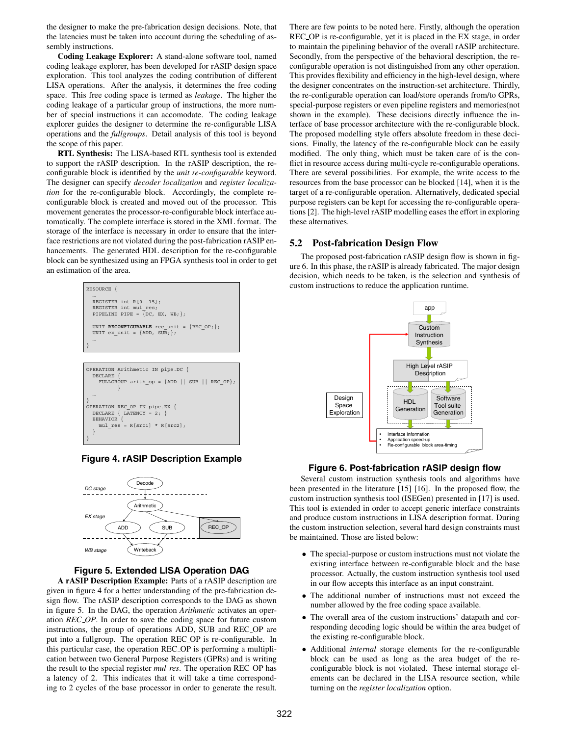the designer to make the pre-fabrication design decisions. Note, that the latencies must be taken into account during the scheduling of assembly instructions.

**Coding Leakage Explorer:** A stand-alone software tool, named coding leakage explorer, has been developed for rASIP design space exploration. This tool analyzes the coding contribution of different LISA operations. After the analysis, it determines the free coding space. This free coding space is termed as *leakage*. The higher the coding leakage of a particular group of instructions, the more number of special instructions it can accomodate. The coding leakage explorer guides the designer to determine the re-configurable LISA operations and the *fullgroups*. Detail analysis of this tool is beyond the scope of this paper.

**RTL Synthesis:** The LISA-based RTL synthesis tool is extended to support the rASIP description. In the rASIP description, the re-configurable block is identified by the *unit re-configurable* keyword. The designer can specify *decoder localization* and *register localization* for the re-configurable block. Accordingly, the complete re-configurable block is created and moved out of the processor. This movement generates the processor-re-configurable block interface automatically. The complete interface is stored in the XML format. The storage of the interface is necessary in order to ensure that the interface restrictions are not violated during the post-fabrication rASIP enhancements. The generated HDL description for the re-configurable block can be synthesized using an FPGA synthesis tool in order to get an estimation of the area.

```
RESOURCE {
  …
  REGISTER int R[0..15];
  REGISTER int mul_res;
  PIPELINE PIPE = {DC, EX, WB;};

  UNIT RECONFIGURABLE rec_unit = {REC_OP;};
  UNIT ex_unit = {ADD, SUB;};
  …
}
```

```
OPERATION Arithmetic IN pipe.DC {
  DECLARE {
    FULLGROUP arith_op = {ADD || SUB || REC_OP};
          }
  …
}
OPERATION REC_OP IN pipe.EX {
  DECLARE { LATENCY = 2; }
  BEHAVIOR {
    mul_res = R[src1] * R[src2];
  }
}
```

**Figure 4. rASIP Description Example**

**Figure 5. Extended LISA Operation DAG**

**A rASIP Description Example:** Parts of a rASIP description are given in figure 4 for a better understanding of the pre-fabrication design flow. The rASIP description corresponds to the DAG as shown in figure 5. In the DAG, the operation *Arithmetic* activates an operation *REC_OP*. In order to save the coding space for future custom instructions, the group of operations ADD, SUB and REC_OP are put into a fullgroup. The operation REC_OP is re-configurable. In this particular case, the operation REC_OP is performing a multiplication between two General Purpose Registers (GPRs) and is writing the result to the special register *mul_res*. The operation REC_OP has a latency of 2. This indicates that it will take a time corresponding to 2 cycles of the base processor in order to generate the result. There are few points to be noted here. Firstly, although the operation REC_OP is re-configurable, yet it is placed in the EX stage, in order to maintain the pipelining behavior of the overall rASIP architecture. Secondly, from the perspective of the behavioral description, the re-configurable operation is not distinguished from any other operation. This provides flexibility and efficiency in the high-level design, where the designer concentrates on the instruction-set architecture. Thirdly, the re-configurable operation can load/store operands from/to GPRs, special-purpose registers or even pipeline registers and memories(not shown in the example). These decisions directly influence the interface of base processor architecture with the re-configurable block. The proposed modelling style offers absolute freedom in these decisions. Finally, the latency of the re-configurable block can be easily modified. The only thing, which must be taken care of is the conflict in resource access during multi-cycle re-configurable operations. There are several possibilities. For example, the write access to the resources from the base processor can be blocked [14], when it is the target of a re-configurable operation. Alternatively, dedicated special purpose registers can be kept for accessing the re-configurable operations [2]. The high-level rASIP modelling eases the effort in exploring these alternatives.

## 5.2 Post-fabrication Design Flow

The proposed post-fabrication rASIP design flow is shown in figure 6. In this phase, the rASIP is already fabricated. The major design decision, which needs to be taken, is the selection and synthesis of custom instructions to reduce the application runtime.

**Figure 6. Post-fabrication rASIP design flow**

Several custom instruction synthesis tools and algorithms have been presented in the literature [15] [16]. In the proposed flow, the custom instruction synthesis tool (ISEGen) presented in [17] is used. This tool is extended in order to accept generic interface constraints and produce custom instructions in LISA description format. During the custom instruction selection, several hard design constraints must be maintained. Those are listed below:

- The special-purpose or custom instructions must not violate the existing interface between re-configurable block and the base processor. Actually, the custom instruction synthesis tool used in our flow accepts this interface as an input constraint.
- The additional number of instructions must not exceed the number allowed by the free coding space available.
- The overall area of the custom instructions' datapath and corresponding decoding logic should be within the area budget of the existing re-configurable block.
- Additional *internal* storage elements for the re-configurable block can be used as long as the area budget of the re-configurable block is not violated. These internal storage elements can be declared in the LISA resource section, while turning on the *register localization* option.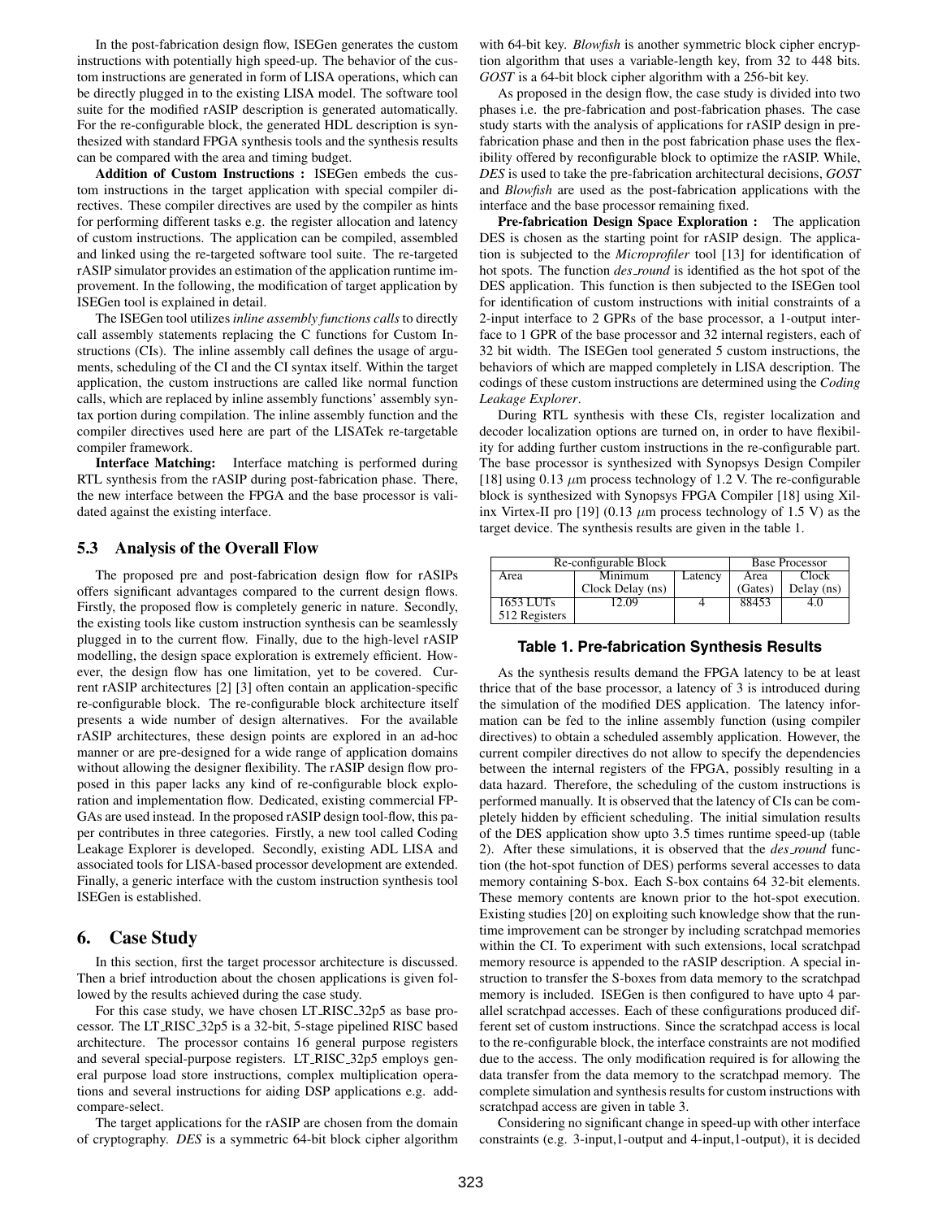In the post-fabrication design flow, ISEGen generates the custom instructions with potentially high speed-up. The behavior of the custom instructions are generated in form of LISA operations, which can be directly plugged in to the existing LISA model. The software tool suite for the modified rASIP description is generated automatically. For the re-configurable block, the generated HDL description is synthesized with standard FPGA synthesis tools and the synthesis results can be compared with the area and timing budget.

**Addition of Custom Instructions :** ISEGen embeds the custom instructions in the target application with special compiler directives. These compiler directives are used by the compiler as hints for performing different tasks e.g. the register allocation and latency of custom instructions. The application can be compiled, assembled and linked using the re-targeted software tool suite. The re-targeted rASIP simulator provides an estimation of the application runtime improvement. In the following, the modification of target application by ISEGen tool is explained in detail.

The ISEGen tool utilizes *inline assembly functions calls* to directly call assembly statements replacing the C functions for Custom Instructions (CIs). The inline assembly call defines the usage of arguments, scheduling of the CI and the CI syntax itself. Within the target application, the custom instructions are called like normal function calls, which are replaced by inline assembly functions' assembly syntax portion during compilation. The inline assembly function and the compiler directives used here are part of the LISATek re-targetable compiler framework.

**Interface Matching:** Interface matching is performed during RTL synthesis from the rASIP during post-fabrication phase. There, the new interface between the FPGA and the base processor is validated against the existing interface.

### 5.3 Analysis of the Overall Flow

The proposed pre and post-fabrication design flow for rASIPs offers significant advantages compared to the current design flows. Firstly, the proposed flow is completely generic in nature. Secondly, the existing tools like custom instruction synthesis can be seamlessly plugged in to the current flow. Finally, due to the high-level rASIP modelling, the design space exploration is extremely efficient. However, the design flow has one limitation, yet to be covered. Current rASIP architectures [2] [3] often contain an application-specific re-configurable block. The re-configurable block architecture itself presents a wide number of design alternatives. For the available rASIP architectures, these design points are explored in an ad-hoc manner or are pre-designed for a wide range of application domains without allowing the designer flexibility. The rASIP design flow proposed in this paper lacks any kind of re-configurable block exploration and implementation flow. Dedicated, existing commercial FPGAs are used instead. In the proposed rASIP design tool-flow, this paper contributes in three categories. Firstly, a new tool called Coding Leakage Explorer is developed. Secondly, existing ADL LISA and associated tools for LISA-based processor development are extended. Finally, a generic interface with the custom instruction synthesis tool ISEGen is established.

## 6. Case Study

In this section, first the target processor architecture is discussed. Then a brief introduction about the chosen applications is given followed by the results achieved during the case study.

For this case study, we have chosen LT_RISC_32p5 as base processor. The LT_RISC_32p5 is a 32-bit, 5-stage pipelined RISC based architecture. The processor contains 16 general purpose registers and several special-purpose registers. LT_RISC_32p5 employs general purpose load store instructions, complex multiplication operations and several instructions for aiding DSP applications e.g. add-compare-select.

The target applications for the rASIP are chosen from the domain of cryptography. *DES* is a symmetric 64-bit block cipher algorithm with 64-bit key. *Blowfish* is another symmetric block cipher encryption algorithm that uses a variable-length key, from 32 to 448 bits. *GOST* is a 64-bit block cipher algorithm with a 256-bit key.

As proposed in the design flow, the case study is divided into two phases i.e. the pre-fabrication and post-fabrication phases. The case study starts with the analysis of applications for rASIP design in pre-fabrication phase and then in the post fabrication phase uses the flexibility offered by reconfigurable block to optimize the rASIP. While, *DES* is used to take the pre-fabrication architectural decisions, *GOST* and *Blowfish* are used as the post-fabrication applications with the interface and the base processor remaining fixed.

**Pre-fabrication Design Space Exploration :** The application DES is chosen as the starting point for rASIP design. The application is subjected to the *Microprofiler* tool [13] for identification of hot spots. The function *des_round* is identified as the hot spot of the DES application. This function is then subjected to the ISEGen tool for identification of custom instructions with initial constraints of a 2-input interface to 2 GPRs of the base processor, a 1-output interface to 1 GPR of the base processor and 32 internal registers, each of 32 bit width. The ISEGen tool generated 5 custom instructions, the behaviors of which are mapped completely in LISA description. The codings of these custom instructions are determined using the *Coding Leakage Explorer*.

During RTL synthesis with these CIs, register localization and decoder localization options are turned on, in order to have flexibility for adding further custom instructions in the re-configurable part. The base processor is synthesized with Synopsys Design Compiler [18] using 0.13 $\mu$m process technology of 1.2 V. The re-configurable block is synthesized with Synopsys FPGA Compiler [18] using Xilinx Virtex-II pro [19] (0.13 $\mu$m process technology of 1.5 V) as the target device. The synthesis results are given in the table 1.

| Re-configurable Block | | | Base Processor | |
|---|---|---|---|---|
| Area | Minimum Clock Delay (ns) | Latency | Area (Gates) | Clock Delay (ns) |
| 1653 LUTs 512 Registers | 12.09 | 4 | 88453 | 4.0 |

**Table 1. Pre-fabrication Synthesis Results**

As the synthesis results demand the FPGA latency to be at least thrice that of the base processor, a latency of 3 is introduced during the simulation of the modified DES application. The latency information can be fed to the inline assembly function (using compiler directives) to obtain a scheduled assembly application. However, the current compiler directives do not allow to specify the dependencies between the internal registers of the FPGA, possibly resulting in a data hazard. Therefore, the scheduling of the custom instructions is performed manually. It is observed that the latency of CIs can be completely hidden by efficient scheduling. The initial simulation results of the DES application show upto 3.5 times runtime speed-up (table 2). After these simulations, it is observed that the *des_round* function (the hot-spot function of DES) performs several accesses to data memory containing S-box. Each S-box contains 64 32-bit elements. These memory contents are known prior to the hot-spot execution. Existing studies [20] on exploiting such knowledge show that the runtime improvement can be stronger by including scratchpad memories within the CI. To experiment with such extensions, local scratchpad memory resource is appended to the rASIP description. A special instruction to transfer the S-boxes from data memory to the scratchpad memory is included. ISEGen is then configured to have upto 4 parallel scratchpad accesses. Each of these configurations produced different set of custom instructions. Since the scratchpad access is local to the re-configurable block, the interface constraints are not modified due to the access. The only modification required is for allowing the data transfer from the data memory to the scratchpad memory. The complete simulation and synthesis results for custom instructions with scratchpad access are given in table 3.

Considering no significant change in speed-up with other interface constraints (e.g. 3-input,1-output and 4-input,1-output), it is decided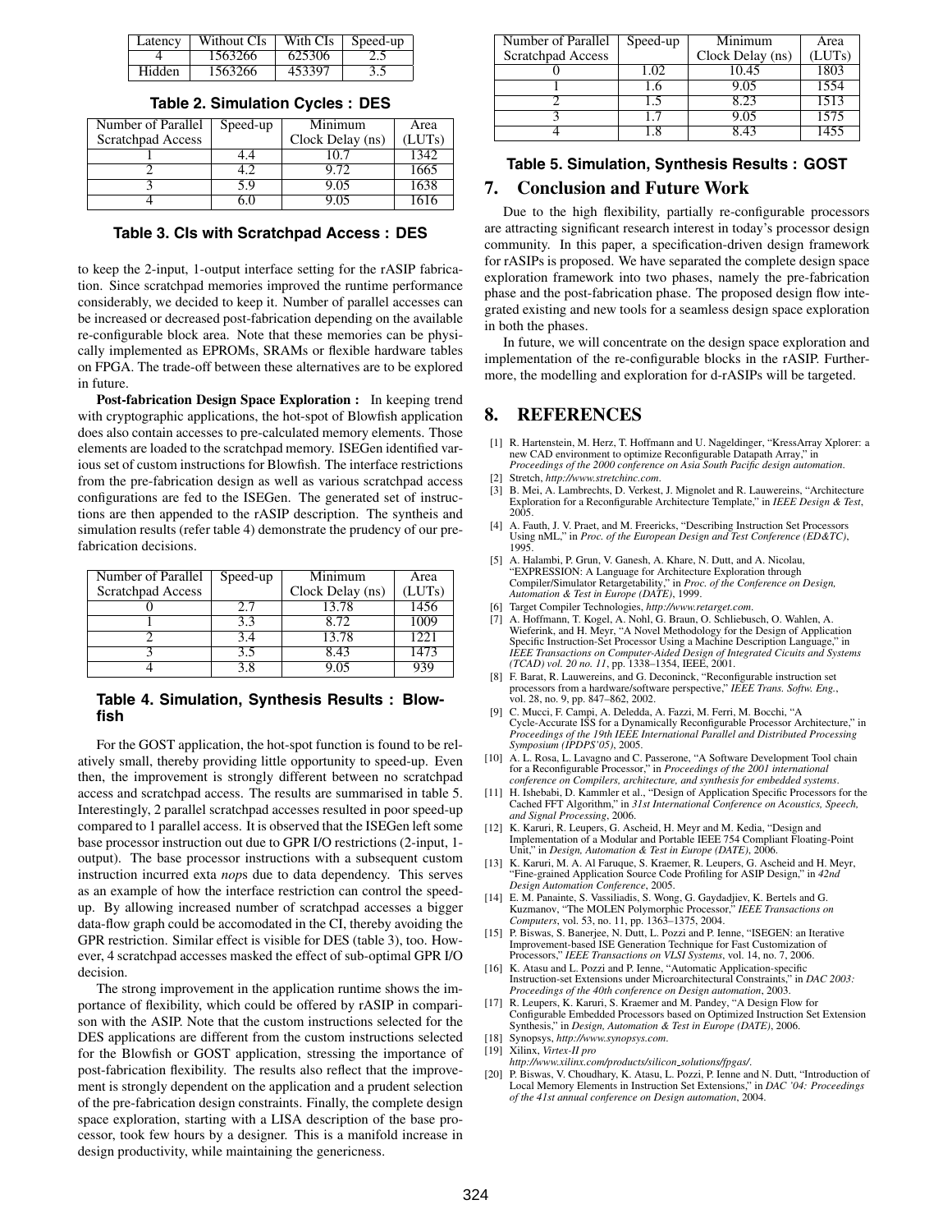| Latency | Without CIs | With CIs | Speed-up |
|---|---|---|---|
| 4 | 1563266 | 625306 | 2.5 |
| Hidden | 1563266 | 453397 | 3.5 |

**Table 2. Simulation Cycles : DES**

| Number of Parallel Scratchpad Access | Speed-up | Minimum Clock Delay (ns) | Area (LUTs) |
|---|---|---|---|
| 1 | 4.4 | 10.7 | 1342 |
| 2 | 4.2 | 9.72 | 1665 |
| 3 | 5.9 | 9.05 | 1638 |
| 4 | 6.0 | 9.05 | 1616 |

**Table 3. CIs with Scratchpad Access : DES**

to keep the 2-input, 1-output interface setting for the rASIP fabrication. Since scratchpad memories improved the runtime performance considerably, we decided to keep it. Number of parallel accesses can be increased or decreased post-fabrication depending on the available re-configurable block area. Note that these memories can be physically implemented as EPROMs, SRAMs or flexible hardware tables on FPGA. The trade-off between these alternatives are to be explored in future.

**Post-fabrication Design Space Exploration :** In keeping trend with cryptographic applications, the hot-spot of Blowfish application does also contain accesses to pre-calculated memory elements. Those elements are loaded to the scratchpad memory. ISEGen identified various set of custom instructions for Blowfish. The interface restrictions from the pre-fabrication design as well as various scratchpad access configurations are fed to the ISEGen. The generated set of instructions are then appended to the rASIP description. The syntheis and simulation results (refer table 4) demonstrate the prudency of our pre-fabrication decisions.

| Number of Parallel Scratchpad Access | Speed-up | Minimum Clock Delay (ns) | Area (LUTs) |
|---|---|---|---|
| 0 | 2.7 | 13.78 | 1456 |
| 1 | 3.3 | 8.72 | 1009 |
| 2 | 3.4 | 13.78 | 1221 |
| 3 | 3.5 | 8.43 | 1473 |
| 4 | 3.8 | 9.05 | 939 |

**Table 4. Simulation, Synthesis Results : Blowfish**

For the GOST application, the hot-spot function is found to be relatively small, thereby providing little opportunity to speed-up. Even then, the improvement is strongly different between no scratchpad access and scratchpad access. The results are summarised in table 5. Interestingly, 2 parallel scratchpad accesses resulted in poor speed-up compared to 1 parallel access. It is observed that the ISEGen left some base processor instruction out due to GPR I/O restrictions (2-input, 1-output). The base processor instructions with a subsequent custom instruction incurred exta *nop*s due to data dependency. This serves as an example of how the interface restriction can control the speed-up. By allowing increased number of scratchpad accesses a bigger data-flow graph could be accomodated in the CI, thereby avoiding the GPR restriction. Similar effect is visible for DES (table 3), too. However, 4 scratchpad accesses masked the effect of sub-optimal GPR I/O decision.

The strong improvement in the application runtime shows the importance of flexibility, which could be offered by rASIP in comparison with the ASIP. Note that the custom instructions selected for the DES applications are different from the custom instructions selected for the Blowfish or GOST application, stressing the importance of post-fabrication flexibility. The results also reflect that the improvement is strongly dependent on the application and a prudent selection of the pre-fabrication design constraints. Finally, the complete design space exploration, starting with a LISA description of the base processor, took few hours by a designer. This is a manifold increase in design productivity, while maintaining the genericness.

| Number of Parallel Scratchpad Access | Speed-up | Minimum Clock Delay (ns) | Area (LUTs) |
|---|---|---|---|
| 0 | 1.02 | 10.45 | 1803 |
| 1 | 1.6 | 9.05 | 1554 |
| 2 | 1.5 | 8.23 | 1513 |
| 3 | 1.7 | 9.05 | 1575 |
| 4 | 1.8 | 8.43 | 1455 |

**Table 5. Simulation, Synthesis Results : GOST**

## 7. Conclusion and Future Work

Due to the high flexibility, partially re-configurable processors are attracting significant research interest in today's processor design community. In this paper, a specification-driven design framework for rASIPs is proposed. We have separated the complete design space exploration framework into two phases, namely the pre-fabrication phase and the post-fabrication phase. The proposed design flow integrated existing and new tools for a seamless design space exploration in both the phases.

In future, we will concentrate on the design space exploration and implementation of the re-configurable blocks in the rASIP. Furthermore, the modelling and exploration for d-rASIPs will be targeted.

## 8. REFERENCES

[1] R. Hartenstein, M. Herz, T. Hoffmann and U. Nageldinger, "KressArray Xplorer: a new CAD environment to optimize Reconfigurable Datapath Array," in *Proceedings of the 2000 conference on Asia South Pacific design automation*.

[2] Stretch, *http://www.stretchinc.com*.

[3] B. Mei, A. Lambrechts, D. Verkest, J. Mignolet and R. Lauwereins, "Architecture Exploration for a Reconfigurable Architecture Template," in *IEEE Design & Test*, 2005.

[4] A. Fauth, J. V. Praet, and M. Freericks, "Describing Instruction Set Processors Using nML," in *Proc. of the European Design and Test Conference (ED&TC)*, 1995.

[5] A. Halambi, P. Grun, V. Ganesh, A. Khare, N. Dutt, and A. Nicolau, "EXPRESSION: A Language for Architecture Exploration through Compiler/Simulator Retargetability," in *Proc. of the Conference on Design, Automation & Test in Europe (DATE)*, 1999.

[6] Target Compiler Technologies, *http://www.retarget.com*.

[7] A. Hoffmann, T. Kogel, A. Nohl, G. Braun, O. Schliebusch, O. Wahlen, A. Wieferink, and H. Meyr, "A Novel Methodology for the Design of Application Specific Instruction-Set Processor Using a Machine Description Language," in *IEEE Transactions on Computer-Aided Design of Integrated Cicuits and Systems (TCAD) vol. 20 no. 11*, pp. 1338–1354, IEEE, 2001.

[8] F. Barat, R. Lauwereins, and G. Deconinck, "Reconfigurable instruction set processors from a hardware/software perspective," *IEEE Trans. Softw. Eng.*, vol. 28, no. 9, pp. 847–862, 2002.

[9] C. Mucci, F. Campi, A. Deledda, A. Fazzi, M. Ferri, M. Bocchi, "A Cycle-Accurate ISS for a Dynamically Reconfigurable Processor Architecture," in *Proceedings of the 19th IEEE International Parallel and Distributed Processing Symposium (IPDPS'05)*, 2005.

[10] A. L. Rosa, L. Lavagno and C. Passerone, "A Software Development Tool chain for a Reconfigurable Processor," in *Proceedings of the 2001 international conference on Compilers, architecture, and synthesis for embedded systems*.

[11] H. Ishebabi, D. Kammler et al., "Design of Application Specific Processors for the Cached FFT Algorithm," in *31st International Conference on Acoustics, Speech, and Signal Processing*, 2006.

[12] K. Karuri, R. Leupers, G. Ascheid, H. Meyr and M. Kedia, "Design and Implementation of a Modular and Portable IEEE 754 Compliant Floating-Point Unit," in *Design, Automation & Test in Europe (DATE)*, 2006.

[13] K. Karuri, M. A. Al Faruque, S. Kraemer, R. Leupers, G. Ascheid and H. Meyr, "Fine-grained Application Source Code Profiling for ASIP Design," in *42nd Design Automation Conference*, 2005.

[14] E. M. Panainte, S. Vassiliadis, S. Wong, G. Gaydadjiev, K. Bertels and G. Kuzmanov, "The MOLEN Polymorphic Processor," *IEEE Transactions on Computers*, vol. 53, no. 11, pp. 1363–1375, 2004.

[15] P. Biswas, S. Banerjee, N. Dutt, L. Pozzi and P. Ienne, "ISEGEN: an Iterative Improvement-based ISE Generation Technique for Fast Customization of Processors," *IEEE Transactions on VLSI Systems*, vol. 14, no. 7, 2006.

[16] K. Atasu and L. Pozzi and P. Ienne, "Automatic Application-specific Instruction-set Extensions under Microarchitectural Constraints," in *DAC 2003: Proceedings of the 40th conference on Design automation*, 2003.

[17] R. Leupers, K. Karuri, S. Kraemer and M. Pandey, "A Design Flow for Configurable Embedded Processors based on Optimized Instruction Set Extension Synthesis," in *Design, Automation & Test in Europe (DATE)*, 2006.

[18] Synopsys, *http://www.synopsys.com*.

[19] Xilinx, *Virtex-II pro http://www.xilinx.com/products/silicon_solutions/fpgas/*.

[20] P. Biswas, V. Choudhary, K. Atasu, L. Pozzi, P. Ienne and N. Dutt, "Introduction of Local Memory Elements in Instruction Set Extensions," in *DAC '04: Proceedings of the 41st annual conference on Design automation*, 2004.